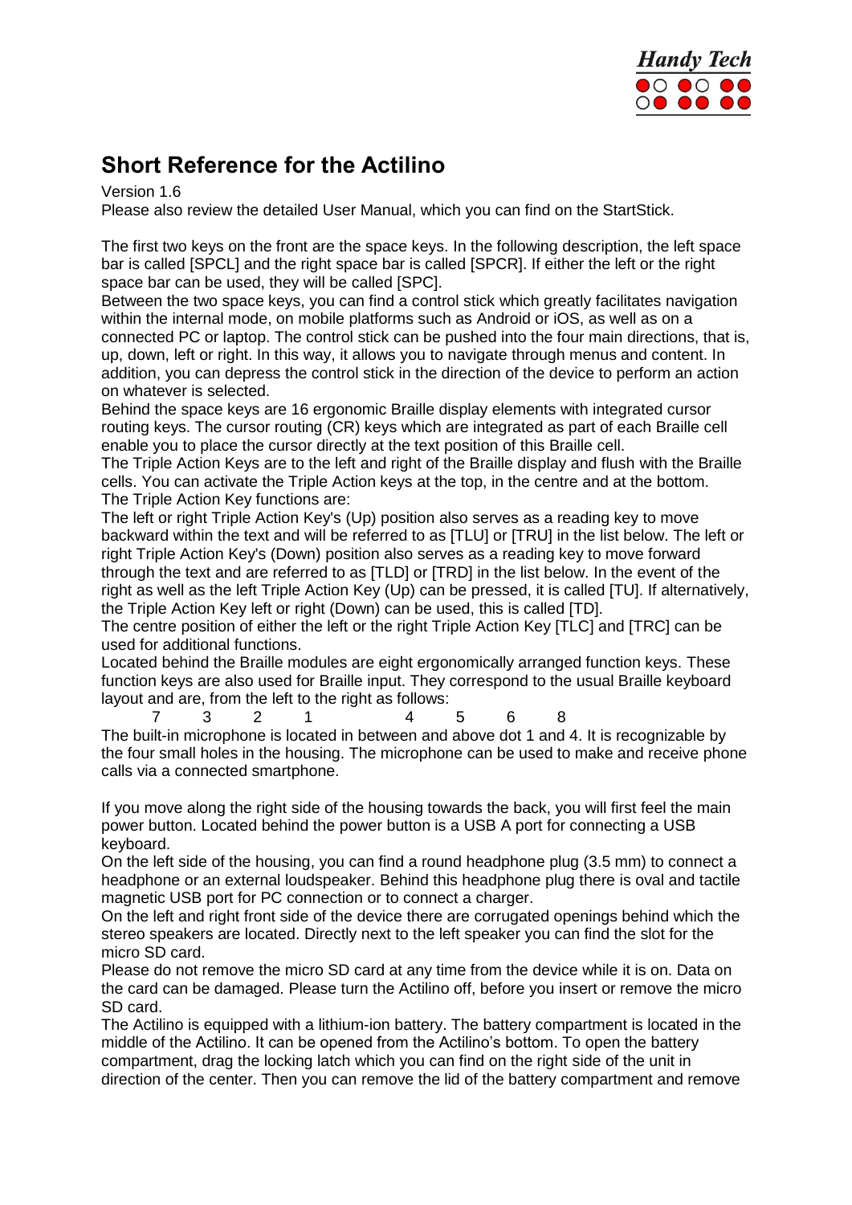# Short Reference for the Actilino

Version 1.6

Please also review the detailed User Manual, which you can find on the StartStick.

The first two keys on the front are the space keys. In the following description, the left space bar is called [SPCL] and the right space bar is called [SPCR]. If either the left or the right space bar can be used, they will be called [SPC].

Between the two space keys, you can find a control stick which greatly facilitates navigation within the internal mode, on mobile platforms such as Android or iOS, as well as on a connected PC or laptop. The control stick can be pushed into the four main directions, that is, up, down, left or right. In this way, it allows you to navigate through menus and content. In addition, you can depress the control stick in the direction of the device to perform an action on whatever is selected.

Behind the space keys are 16 ergonomic Braille display elements with integrated cursor routing keys. The cursor routing (CR) keys which are integrated as part of each Braille cell enable you to place the cursor directly at the text position of this Braille cell.

The Triple Action Keys are to the left and right of the Braille display and flush with the Braille cells. You can activate the Triple Action keys at the top, in the centre and at the bottom. The Triple Action Key functions are:

The left or right Triple Action Key's (Up) position also serves as a reading key to move backward within the text and will be referred to as [TLU] or [TRU] in the list below. The left or right Triple Action Key's (Down) position also serves as a reading key to move forward through the text and are referred to as [TLD] or [TRD] in the list below. In the event of the right as well as the left Triple Action Key (Up) can be pressed, it is called [TU]. If alternatively, the Triple Action Key left or right (Down) can be used, this is called [TD].

The centre position of either the left or the right Triple Action Key [TLC] and [TRC] can be used for additional functions.

Located behind the Braille modules are eight ergonomically arranged function keys. These function keys are also used for Braille input. They correspond to the usual Braille keyboard layout and are, from the left to the right as follows:

7 3 2 1 4 5 6 8

The built-in microphone is located in between and above dot 1 and 4. It is recognizable by the four small holes in the housing. The microphone can be used to make and receive phone calls via a connected smartphone.

If you move along the right side of the housing towards the back, you will first feel the main power button. Located behind the power button is a USB A port for connecting a USB keyboard.

On the left side of the housing, you can find a round headphone plug (3.5 mm) to connect a headphone or an external loudspeaker. Behind this headphone plug there is oval and tactile magnetic USB port for PC connection or to connect a charger.

On the left and right front side of the device there are corrugated openings behind which the stereo speakers are located. Directly next to the left speaker you can find the slot for the micro SD card.

Please do not remove the micro SD card at any time from the device while it is on. Data on the card can be damaged. Please turn the Actilino off, before you insert or remove the micro SD card.

The Actilino is equipped with a lithium-ion battery. The battery compartment is located in the middle of the Actilino. It can be opened from the Actilino's bottom. To open the battery compartment, drag the locking latch which you can find on the right side of the unit in direction of the center. Then you can remove the lid of the battery compartment and remove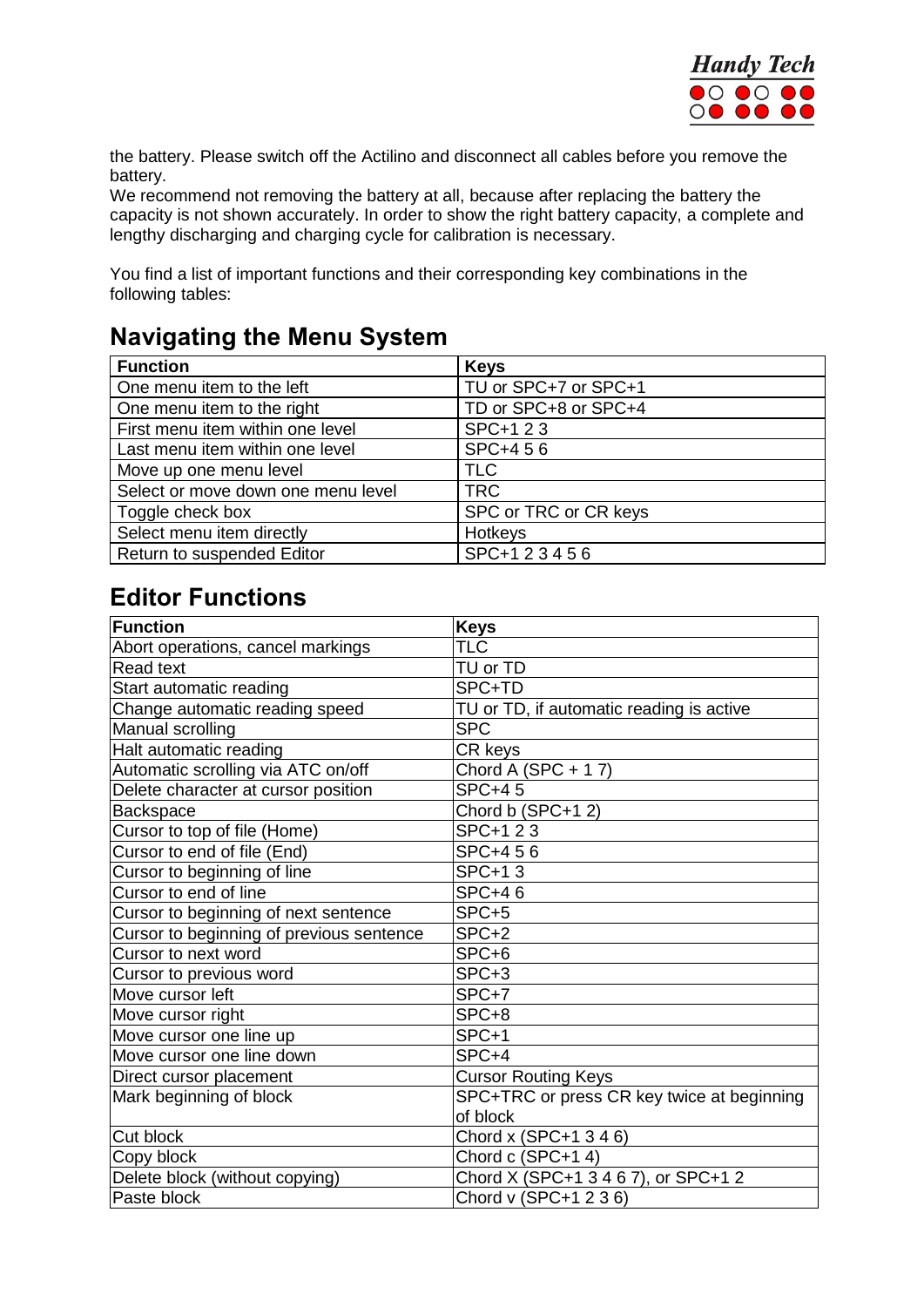the battery. Please switch off the Actilino and disconnect all cables before you remove the battery.
We recommend not removing the battery at all, because after replacing the battery the capacity is not shown accurately. In order to show the right battery capacity, a complete and lengthy discharging and charging cycle for calibration is necessary.

You find a list of important functions and their corresponding key combinations in the following tables:

## Navigating the Menu System

| Function | Keys |
|---|---|
| One menu item to the left | TU or SPC+7 or SPC+1 |
| One menu item to the right | TD or SPC+8 or SPC+4 |
| First menu item within one level | SPC+1 2 3 |
| Last menu item within one level | SPC+4 5 6 |
| Move up one menu level | TLC |
| Select or move down one menu level | TRC |
| Toggle check box | SPC or TRC or CR keys |
| Select menu item directly | Hotkeys |
| Return to suspended Editor | SPC+1 2 3 4 5 6 |

## Editor Functions

| Function | Keys |
|---|---|
| Abort operations, cancel markings | TLC |
| Read text | TU or TD |
| Start automatic reading | SPC+TD |
| Change automatic reading speed | TU or TD, if automatic reading is active |
| Manual scrolling | SPC |
| Halt automatic reading | CR keys |
| Automatic scrolling via ATC on/off | Chord A (SPC + 1 7) |
| Delete character at cursor position | SPC+4 5 |
| Backspace | Chord b (SPC+1 2) |
| Cursor to top of file (Home) | SPC+1 2 3 |
| Cursor to end of file (End) | SPC+4 5 6 |
| Cursor to beginning of line | SPC+1 3 |
| Cursor to end of line | SPC+4 6 |
| Cursor to beginning of next sentence | SPC+5 |
| Cursor to beginning of previous sentence | SPC+2 |
| Cursor to next word | SPC+6 |
| Cursor to previous word | SPC+3 |
| Move cursor left | SPC+7 |
| Move cursor right | SPC+8 |
| Move cursor one line up | SPC+1 |
| Move cursor one line down | SPC+4 |
| Direct cursor placement | Cursor Routing Keys |
| Mark beginning of block | SPC+TRC or press CR key twice at beginning of block |
| Cut block | Chord x (SPC+1 3 4 6) |
| Copy block | Chord c (SPC+1 4) |
| Delete block (without copying) | Chord X (SPC+1 3 4 6 7), or SPC+1 2 |
| Paste block | Chord v (SPC+1 2 3 6) |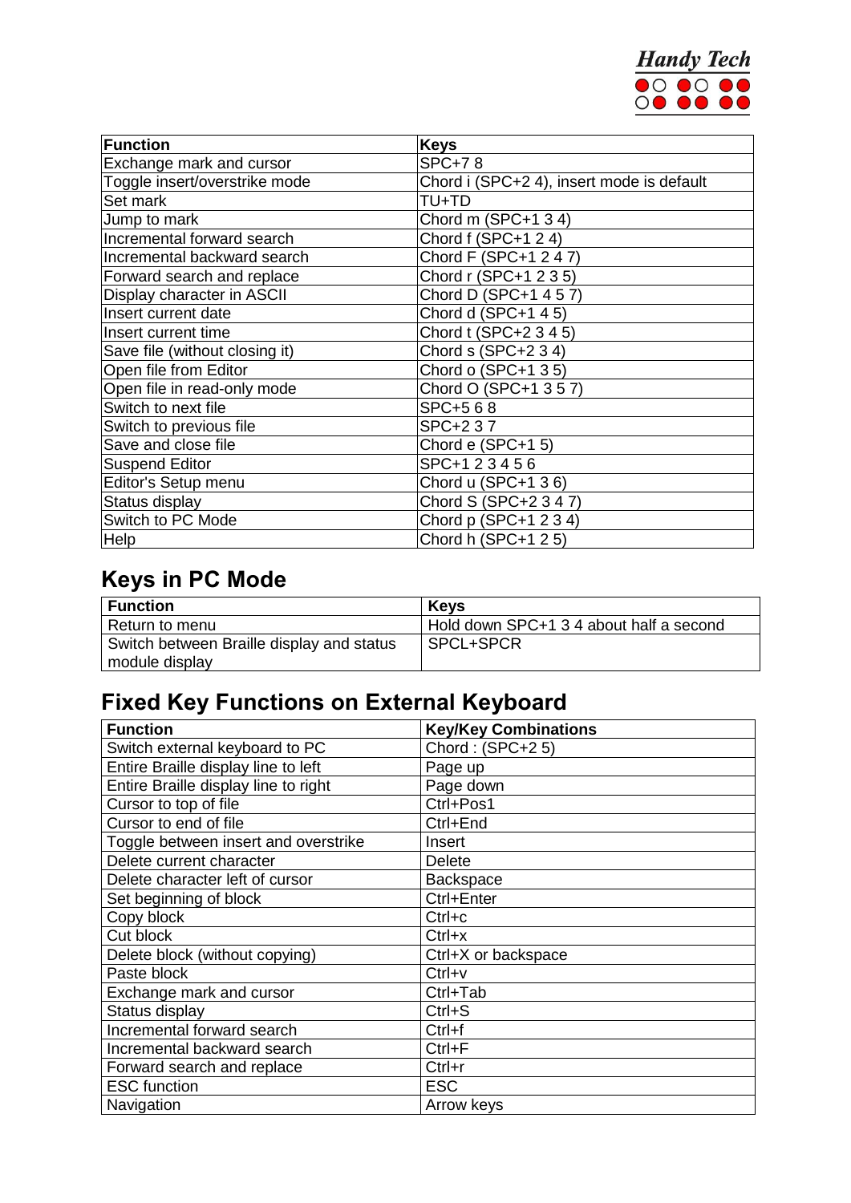| Function | Keys |
|---|---|
| Exchange mark and cursor | SPC+7 8 |
| Toggle insert/overstrike mode | Chord i (SPC+2 4), insert mode is default |
| Set mark | TU+TD |
| Jump to mark | Chord m (SPC+1 3 4) |
| Incremental forward search | Chord f (SPC+1 2 4) |
| Incremental backward search | Chord F (SPC+1 2 4 7) |
| Forward search and replace | Chord r (SPC+1 2 3 5) |
| Display character in ASCII | Chord D (SPC+1 4 5 7) |
| Insert current date | Chord d (SPC+1 4 5) |
| Insert current time | Chord t (SPC+2 3 4 5) |
| Save file (without closing it) | Chord s (SPC+2 3 4) |
| Open file from Editor | Chord o (SPC+1 3 5) |
| Open file in read-only mode | Chord O (SPC+1 3 5 7) |
| Switch to next file | SPC+5 6 8 |
| Switch to previous file | SPC+2 3 7 |
| Save and close file | Chord e (SPC+1 5) |
| Suspend Editor | SPC+1 2 3 4 5 6 |
| Editor's Setup menu | Chord u (SPC+1 3 6) |
| Status display | Chord S (SPC+2 3 4 7) |
| Switch to PC Mode | Chord p (SPC+1 2 3 4) |
| Help | Chord h (SPC+1 2 5) |

## Keys in PC Mode

| Function | Keys |
|---|---|
| Return to menu | Hold down SPC+1 3 4 about half a second |
| Switch between Braille display and status module display | SPCL+SPCR |

## Fixed Key Functions on External Keyboard

| Function | Key/Key Combinations |
|---|---|
| Switch external keyboard to PC | Chord : (SPC+2 5) |
| Entire Braille display line to left | Page up |
| Entire Braille display line to right | Page down |
| Cursor to top of file | Ctrl+Pos1 |
| Cursor to end of file | Ctrl+End |
| Toggle between insert and overstrike | Insert |
| Delete current character | Delete |
| Delete character left of cursor | Backspace |
| Set beginning of block | Ctrl+Enter |
| Copy block | Ctrl+c |
| Cut block | Ctrl+x |
| Delete block (without copying) | Ctrl+X or backspace |
| Paste block | Ctrl+v |
| Exchange mark and cursor | Ctrl+Tab |
| Status display | Ctrl+S |
| Incremental forward search | Ctrl+f |
| Incremental backward search | Ctrl+F |
| Forward search and replace | Ctrl+r |
| ESC function | ESC |
| Navigation | Arrow keys |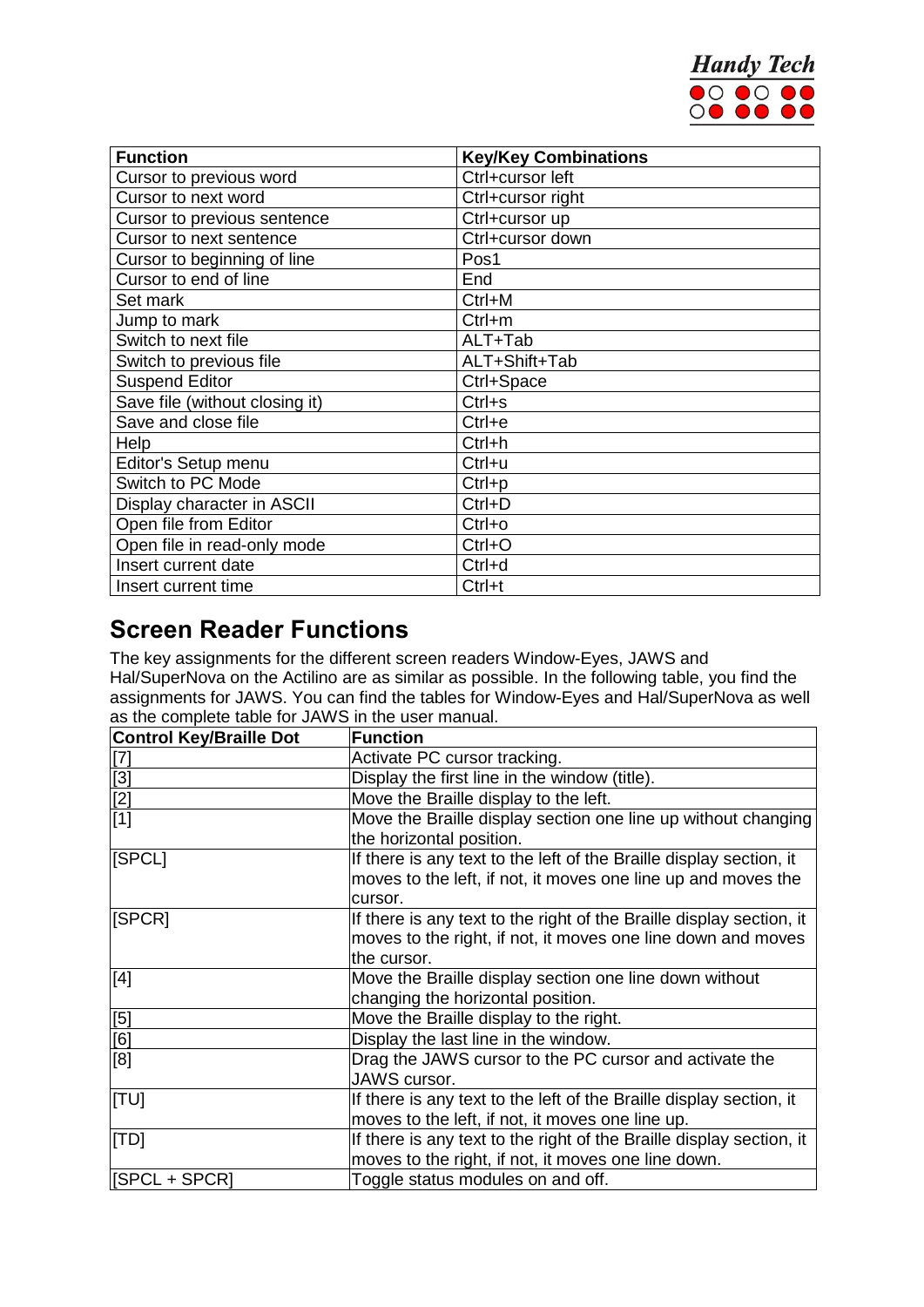| Function | Key/Key Combinations |
|---|---|
| Cursor to previous word | Ctrl+cursor left |
| Cursor to next word | Ctrl+cursor right |
| Cursor to previous sentence | Ctrl+cursor up |
| Cursor to next sentence | Ctrl+cursor down |
| Cursor to beginning of line | Pos1 |
| Cursor to end of line | End |
| Set mark | Ctrl+M |
| Jump to mark | Ctrl+m |
| Switch to next file | ALT+Tab |
| Switch to previous file | ALT+Shift+Tab |
| Suspend Editor | Ctrl+Space |
| Save file (without closing it) | Ctrl+s |
| Save and close file | Ctrl+e |
| Help | Ctrl+h |
| Editor's Setup menu | Ctrl+u |
| Switch to PC Mode | Ctrl+p |
| Display character in ASCII | Ctrl+D |
| Open file from Editor | Ctrl+o |
| Open file in read-only mode | Ctrl+O |
| Insert current date | Ctrl+d |
| Insert current time | Ctrl+t |

## Screen Reader Functions

The key assignments for the different screen readers Window-Eyes, JAWS and Hal/SuperNova on the Actilino are as similar as possible. In the following table, you find the assignments for JAWS. You can find the tables for Window-Eyes and Hal/SuperNova as well as the complete table for JAWS in the user manual.

| Control Key/Braille Dot | Function |
|---|---|
| [7] | Activate PC cursor tracking. |
| [3] | Display the first line in the window (title). |
| [2] | Move the Braille display to the left. |
| [1] | Move the Braille display section one line up without changing the horizontal position. |
| [SPCL] | If there is any text to the left of the Braille display section, it moves to the left, if not, it moves one line up and moves the cursor. |
| [SPCR] | If there is any text to the right of the Braille display section, it moves to the right, if not, it moves one line down and moves the cursor. |
| [4] | Move the Braille display section one line down without changing the horizontal position. |
| [5] | Move the Braille display to the right. |
| [6] | Display the last line in the window. |
| [8] | Drag the JAWS cursor to the PC cursor and activate the JAWS cursor. |
| [TU] | If there is any text to the left of the Braille display section, it moves to the left, if not, it moves one line up. |
| [TD] | If there is any text to the right of the Braille display section, it moves to the right, if not, it moves one line down. |
| [SPCL + SPCR] | Toggle status modules on and off. |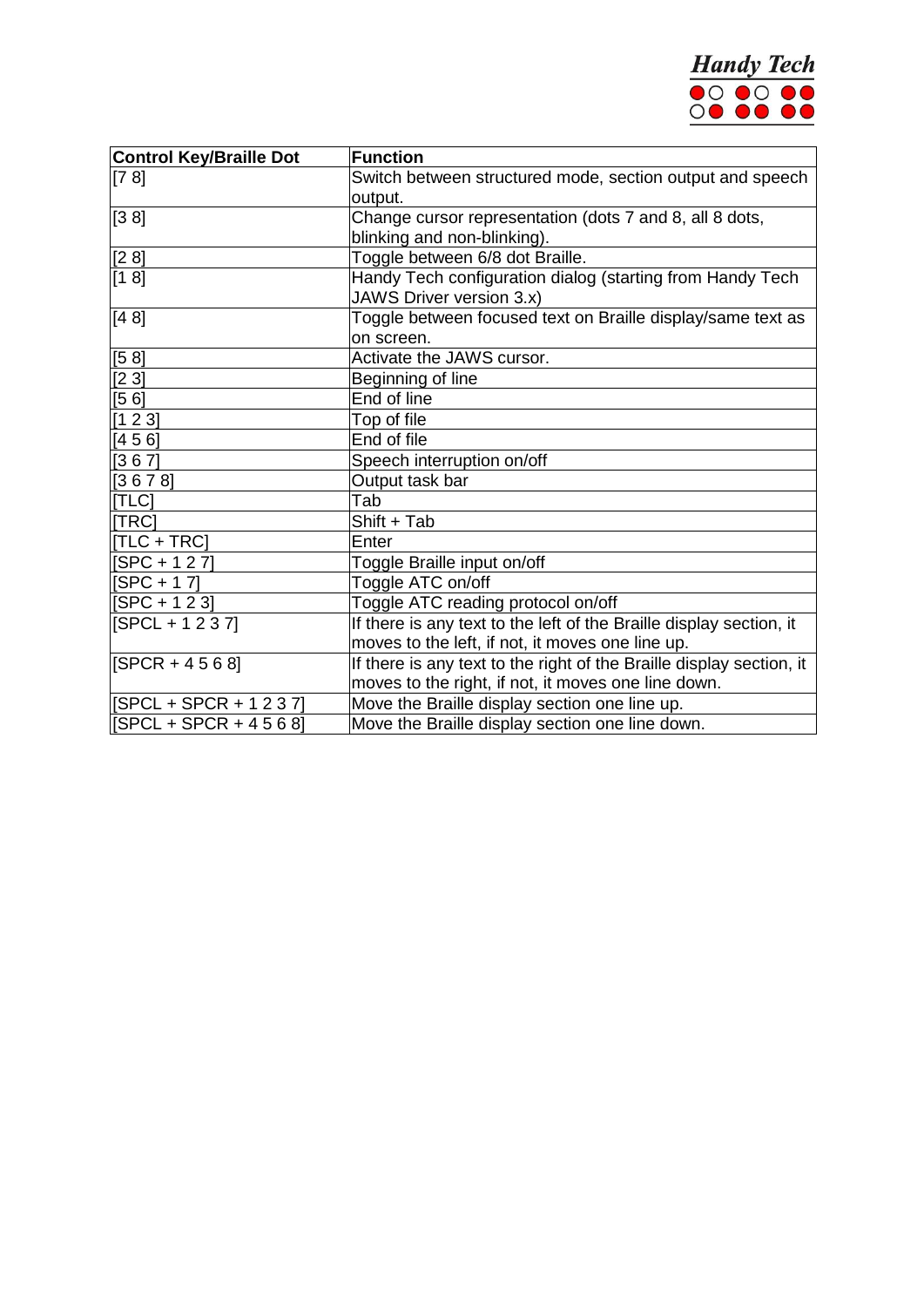| Control Key/Braille Dot | Function |
|---|---|
| [7 8] | Switch between structured mode, section output and speech output. |
| [3 8] | Change cursor representation (dots 7 and 8, all 8 dots, blinking and non-blinking). |
| [2 8] | Toggle between 6/8 dot Braille. |
| [1 8] | Handy Tech configuration dialog (starting from Handy Tech JAWS Driver version 3.x) |
| [4 8] | Toggle between focused text on Braille display/same text as on screen. |
| [5 8] | Activate the JAWS cursor. |
| [2 3] | Beginning of line |
| [5 6] | End of line |
| [1 2 3] | Top of file |
| [4 5 6] | End of file |
| [3 6 7] | Speech interruption on/off |
| [3 6 7 8] | Output task bar |
| [TLC] | Tab |
| [TRC] | Shift + Tab |
| [TLC + TRC] | Enter |
| [SPC + 1 2 7] | Toggle Braille input on/off |
| [SPC + 1 7] | Toggle ATC on/off |
| [SPC + 1 2 3] | Toggle ATC reading protocol on/off |
| [SPCL + 1 2 3 7] | If there is any text to the left of the Braille display section, it moves to the left, if not, it moves one line up. |
| [SPCR + 4 5 6 8] | If there is any text to the right of the Braille display section, it moves to the right, if not, it moves one line down. |
| [SPCL + SPCR + 1 2 3 7] | Move the Braille display section one line up. |
| [SPCL + SPCR + 4 5 6 8] | Move the Braille display section one line down. |